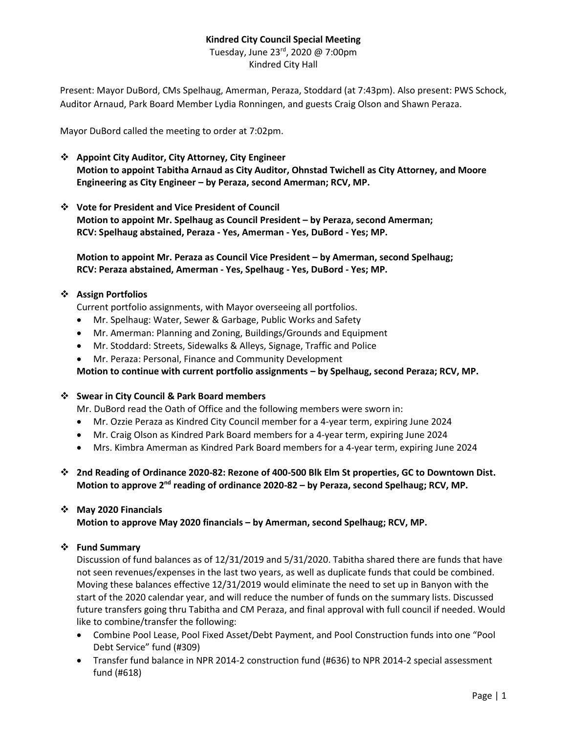**Kindred City Council Special Meeting**
Tuesday, June 23rd, 2020 @ 7:00pm
Kindred City Hall

Present: Mayor DuBord, CMs Spelhaug, Amerman, Peraza, Stoddard (at 7:43pm). Also present: PWS Schock, Auditor Arnaud, Park Board Member Lydia Ronningen, and guests Craig Olson and Shawn Peraza.

Mayor DuBord called the meeting to order at 7:02pm.

- **Appoint City Auditor, City Attorney, City Engineer**
  **Motion to appoint Tabitha Arnaud as City Auditor, Ohnstad Twichell as City Attorney, and Moore Engineering as City Engineer – by Peraza, second Amerman; RCV, MP.**

- **Vote for President and Vice President of Council**
  **Motion to appoint Mr. Spelhaug as Council President – by Peraza, second Amerman; RCV: Spelhaug abstained, Peraza - Yes, Amerman - Yes, DuBord - Yes; MP.**

  **Motion to appoint Mr. Peraza as Council Vice President – by Amerman, second Spelhaug; RCV: Peraza abstained, Amerman - Yes, Spelhaug - Yes, DuBord - Yes; MP.**

- **Assign Portfolios**
  Current portfolio assignments, with Mayor overseeing all portfolios.
  - Mr. Spelhaug: Water, Sewer & Garbage, Public Works and Safety
  - Mr. Amerman: Planning and Zoning, Buildings/Grounds and Equipment
  - Mr. Stoddard: Streets, Sidewalks & Alleys, Signage, Traffic and Police
  - Mr. Peraza: Personal, Finance and Community Development

  **Motion to continue with current portfolio assignments – by Spelhaug, second Peraza; RCV, MP.**

- **Swear in City Council & Park Board members**
  Mr. DuBord read the Oath of Office and the following members were sworn in:
  - Mr. Ozzie Peraza as Kindred City Council member for a 4-year term, expiring June 2024
  - Mr. Craig Olson as Kindred Park Board members for a 4-year term, expiring June 2024
  - Mrs. Kimbra Amerman as Kindred Park Board members for a 4-year term, expiring June 2024

- **2nd Reading of Ordinance 2020-82: Rezone of 400-500 Blk Elm St properties, GC to Downtown Dist.**
  **Motion to approve 2nd reading of ordinance 2020-82 – by Peraza, second Spelhaug; RCV, MP.**

- **May 2020 Financials**
  **Motion to approve May 2020 financials – by Amerman, second Spelhaug; RCV, MP.**

- **Fund Summary**
  Discussion of fund balances as of 12/31/2019 and 5/31/2020. Tabitha shared there are funds that have not seen revenues/expenses in the last two years, as well as duplicate funds that could be combined. Moving these balances effective 12/31/2019 would eliminate the need to set up in Banyon with the start of the 2020 calendar year, and will reduce the number of funds on the summary lists. Discussed future transfers going thru Tabitha and CM Peraza, and final approval with full council if needed. Would like to combine/transfer the following:
  - Combine Pool Lease, Pool Fixed Asset/Debt Payment, and Pool Construction funds into one "Pool Debt Service" fund (#309)
  - Transfer fund balance in NPR 2014-2 construction fund (#636) to NPR 2014-2 special assessment fund (#618)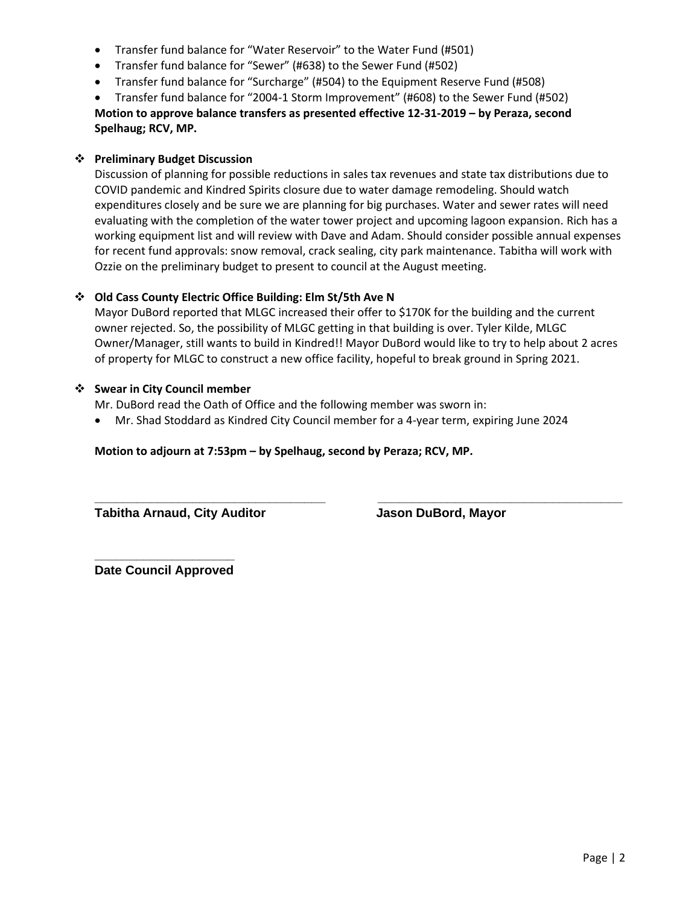- Transfer fund balance for “Water Reservoir” to the Water Fund (#501)
- Transfer fund balance for “Sewer” (#638) to the Sewer Fund (#502)
- Transfer fund balance for “Surcharge” (#504) to the Equipment Reserve Fund (#508)
- Transfer fund balance for “2004-1 Storm Improvement” (#608) to the Sewer Fund (#502)

**Motion to approve balance transfers as presented effective 12-31-2019 – by Peraza, second Spelhaug; RCV, MP.**

❖ **Preliminary Budget Discussion**

Discussion of planning for possible reductions in sales tax revenues and state tax distributions due to COVID pandemic and Kindred Spirits closure due to water damage remodeling. Should watch expenditures closely and be sure we are planning for big purchases. Water and sewer rates will need evaluating with the completion of the water tower project and upcoming lagoon expansion. Rich has a working equipment list and will review with Dave and Adam. Should consider possible annual expenses for recent fund approvals: snow removal, crack sealing, city park maintenance. Tabitha will work with Ozzie on the preliminary budget to present to council at the August meeting.

❖ **Old Cass County Electric Office Building: Elm St/5th Ave N**

Mayor DuBord reported that MLGC increased their offer to $170K for the building and the current owner rejected. So, the possibility of MLGC getting in that building is over. Tyler Kilde, MLGC Owner/Manager, still wants to build in Kindred!! Mayor DuBord would like to try to help about 2 acres of property for MLGC to construct a new office facility, hopeful to break ground in Spring 2021.

❖ **Swear in City Council member**

Mr. DuBord read the Oath of Office and the following member was sworn in:

- Mr. Shad Stoddard as Kindred City Council member for a 4-year term, expiring June 2024

**Motion to adjourn at 7:53pm – by Spelhaug, second by Peraza; RCV, MP.**

\_\_\_\_\_\_\_\_\_\_\_\_\_\_\_\_\_\_\_\_\_\_\_\_\_\_\_\_\_\_\_\_\_\_\_\_
**Tabitha Arnaud, City Auditor**

\_\_\_\_\_\_\_\_\_\_\_\_\_\_\_\_\_\_\_\_\_\_\_\_\_\_\_\_\_\_\_\_\_\_\_\_
**Jason DuBord, Mayor**

\_\_\_\_\_\_\_\_\_\_\_\_\_\_\_\_\_\_\_\_
**Date Council Approved**